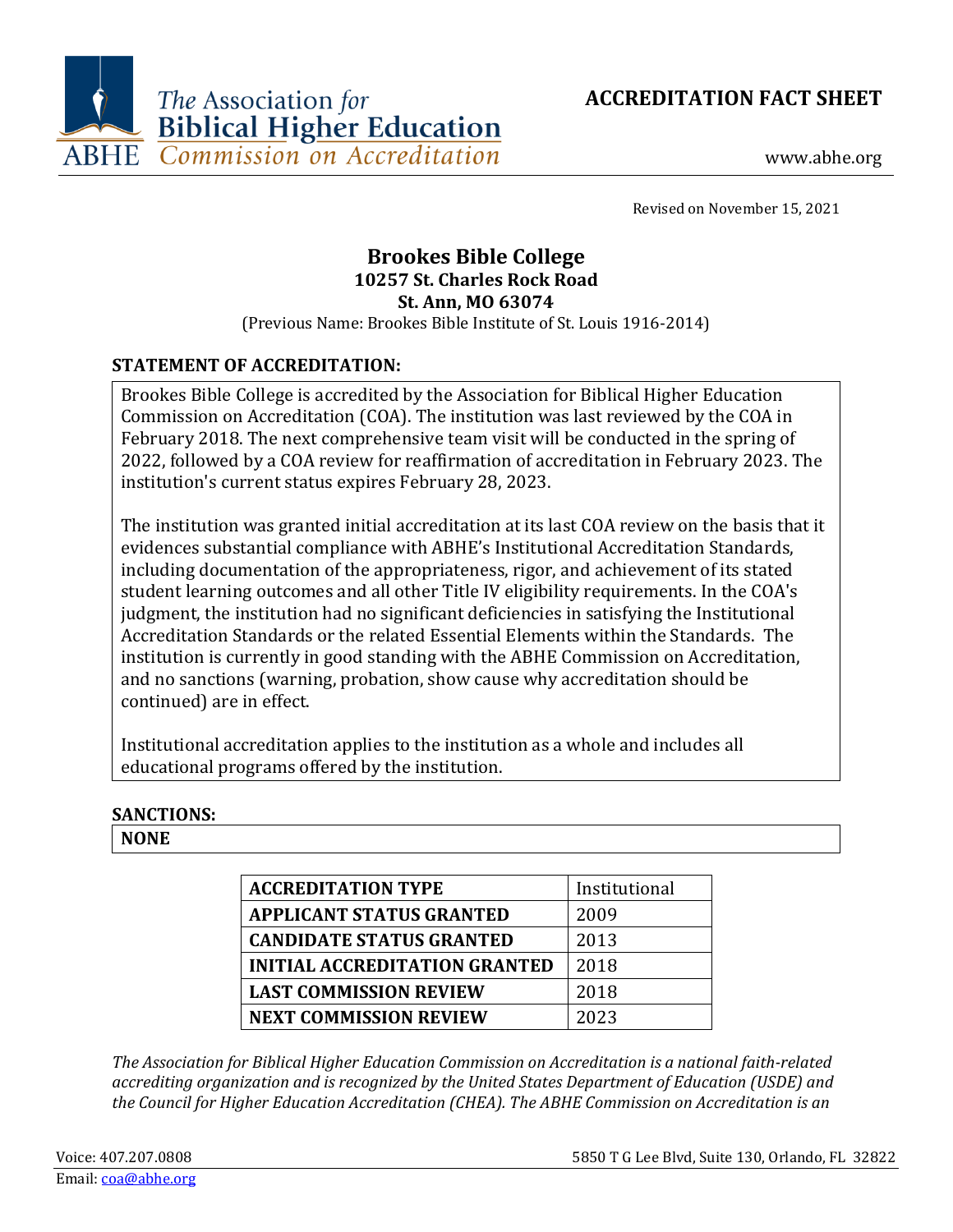# ACCREDITATION FACT SHEET

The Association for Biblical Higher Education Commission on Accreditation

www.abhe.org

Revised on November 15, 2021

## Brookes Bible College
**10257 St. Charles Rock Road**
**St. Ann, MO 63074**

(Previous Name: Brookes Bible Institute of St. Louis 1916-2014)

### STATEMENT OF ACCREDITATION:

Brookes Bible College is accredited by the Association for Biblical Higher Education Commission on Accreditation (COA). The institution was last reviewed by the COA in February 2018. The next comprehensive team visit will be conducted in the spring of 2022, followed by a COA review for reaffirmation of accreditation in February 2023. The institution's current status expires February 28, 2023.

The institution was granted initial accreditation at its last COA review on the basis that it evidences substantial compliance with ABHE's Institutional Accreditation Standards, including documentation of the appropriateness, rigor, and achievement of its stated student learning outcomes and all other Title IV eligibility requirements. In the COA's judgment, the institution had no significant deficiencies in satisfying the Institutional Accreditation Standards or the related Essential Elements within the Standards. The institution is currently in good standing with the ABHE Commission on Accreditation, and no sanctions (warning, probation, show cause why accreditation should be continued) are in effect.

Institutional accreditation applies to the institution as a whole and includes all educational programs offered by the institution.

### SANCTIONS:

**NONE**

| ACCREDITATION TYPE | Institutional |
|---|---|
| APPLICANT STATUS GRANTED | 2009 |
| CANDIDATE STATUS GRANTED | 2013 |
| INITIAL ACCREDITATION GRANTED | 2018 |
| LAST COMMISSION REVIEW | 2018 |
| NEXT COMMISSION REVIEW | 2023 |

*The Association for Biblical Higher Education Commission on Accreditation is a national faith-related accrediting organization and is recognized by the United States Department of Education (USDE) and the Council for Higher Education Accreditation (CHEA). The ABHE Commission on Accreditation is an*

Voice: 407.207.0808
Email: coa@abhe.org

5850 T G Lee Blvd, Suite 130, Orlando, FL 32822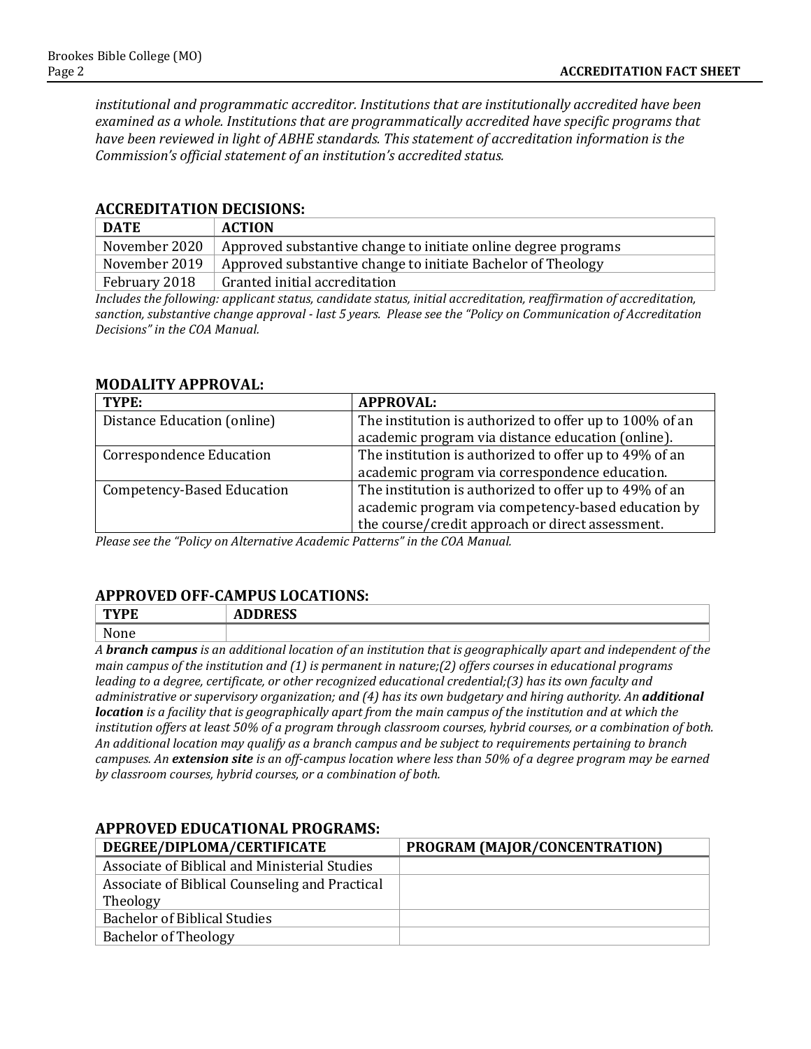*institutional and programmatic accreditor. Institutions that are institutionally accredited have been examined as a whole. Institutions that are programmatically accredited have specific programs that have been reviewed in light of ABHE standards. This statement of accreditation information is the Commission's official statement of an institution's accredited status.*

## ACCREDITATION DECISIONS:

| DATE | ACTION |
|---|---|
| November 2020 | Approved substantive change to initiate online degree programs |
| November 2019 | Approved substantive change to initiate Bachelor of Theology |
| February 2018 | Granted initial accreditation |

*Includes the following: applicant status, candidate status, initial accreditation, reaffirmation of accreditation, sanction, substantive change approval - last 5 years. Please see the "Policy on Communication of Accreditation Decisions" in the COA Manual.*

## MODALITY APPROVAL:

| TYPE: | APPROVAL: |
|---|---|
| Distance Education (online) | The institution is authorized to offer up to 100% of an academic program via distance education (online). |
| Correspondence Education | The institution is authorized to offer up to 49% of an academic program via correspondence education. |
| Competency-Based Education | The institution is authorized to offer up to 49% of an academic program via competency-based education by the course/credit approach or direct assessment. |

*Please see the "Policy on Alternative Academic Patterns" in the COA Manual.*

## APPROVED OFF-CAMPUS LOCATIONS:

| TYPE | ADDRESS |
|---|---|
| None | |

*A **branch campus** is an additional location of an institution that is geographically apart and independent of the main campus of the institution and (1) is permanent in nature;(2) offers courses in educational programs leading to a degree, certificate, or other recognized educational credential;(3) has its own faculty and administrative or supervisory organization; and (4) has its own budgetary and hiring authority. An **additional location** is a facility that is geographically apart from the main campus of the institution and at which the institution offers at least 50% of a program through classroom courses, hybrid courses, or a combination of both. An additional location may qualify as a branch campus and be subject to requirements pertaining to branch campuses. An **extension site** is an off-campus location where less than 50% of a degree program may be earned by classroom courses, hybrid courses, or a combination of both.*

## APPROVED EDUCATIONAL PROGRAMS:

| DEGREE/DIPLOMA/CERTIFICATE | PROGRAM (MAJOR/CONCENTRATION) |
|---|---|
| Associate of Biblical and Ministerial Studies | |
| Associate of Biblical Counseling and Practical Theology | |
| Bachelor of Biblical Studies | |
| Bachelor of Theology | |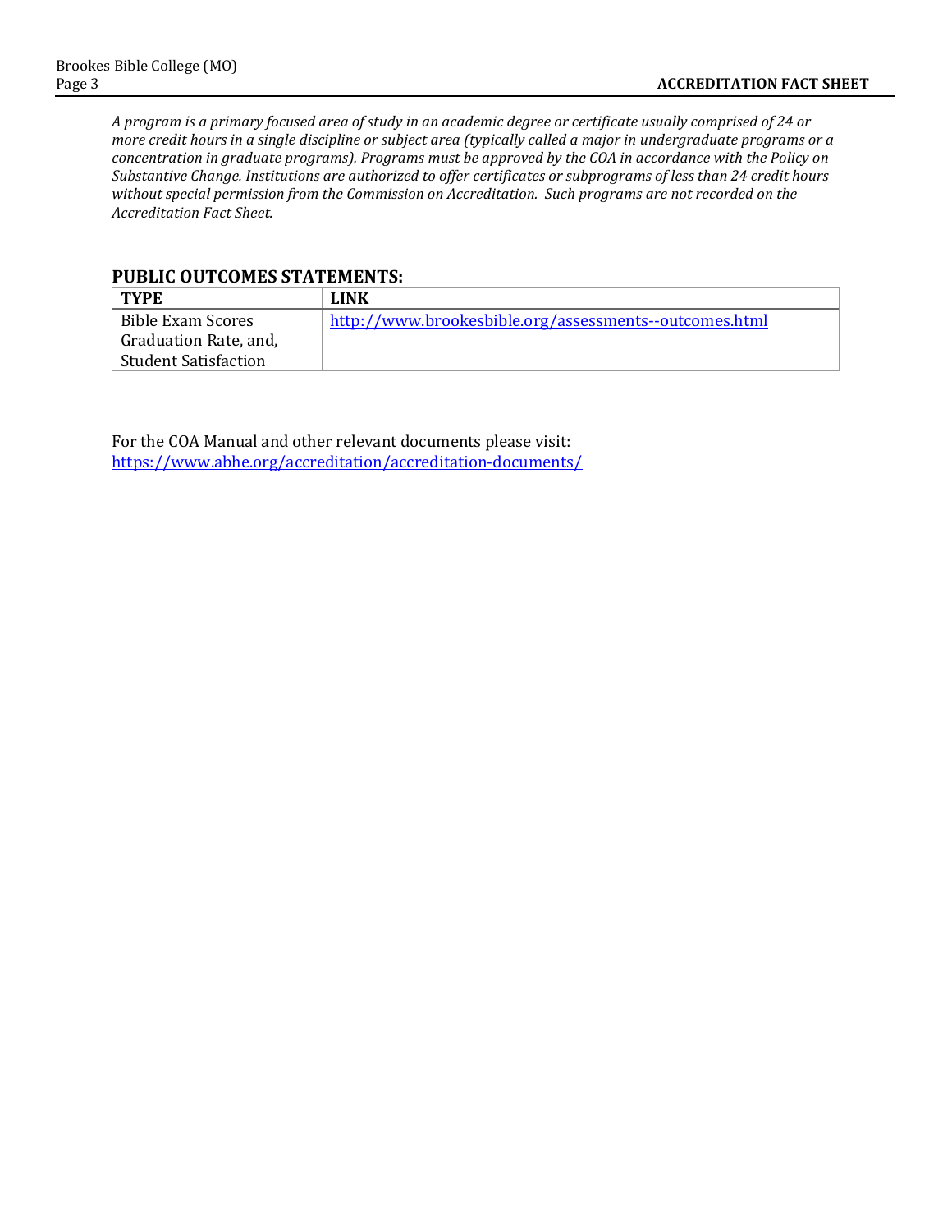*A program is a primary focused area of study in an academic degree or certificate usually comprised of 24 or more credit hours in a single discipline or subject area (typically called a major in undergraduate programs or a concentration in graduate programs). Programs must be approved by the COA in accordance with the Policy on Substantive Change. Institutions are authorized to offer certificates or subprograms of less than 24 credit hours without special permission from the Commission on Accreditation. Such programs are not recorded on the Accreditation Fact Sheet.*

## PUBLIC OUTCOMES STATEMENTS:

| TYPE | LINK |
|---|---|
| Bible Exam Scores Graduation Rate, and, Student Satisfaction | http://www.brookesbible.org/assessments--outcomes.html |

For the COA Manual and other relevant documents please visit:
https://www.abhe.org/accreditation/accreditation-documents/